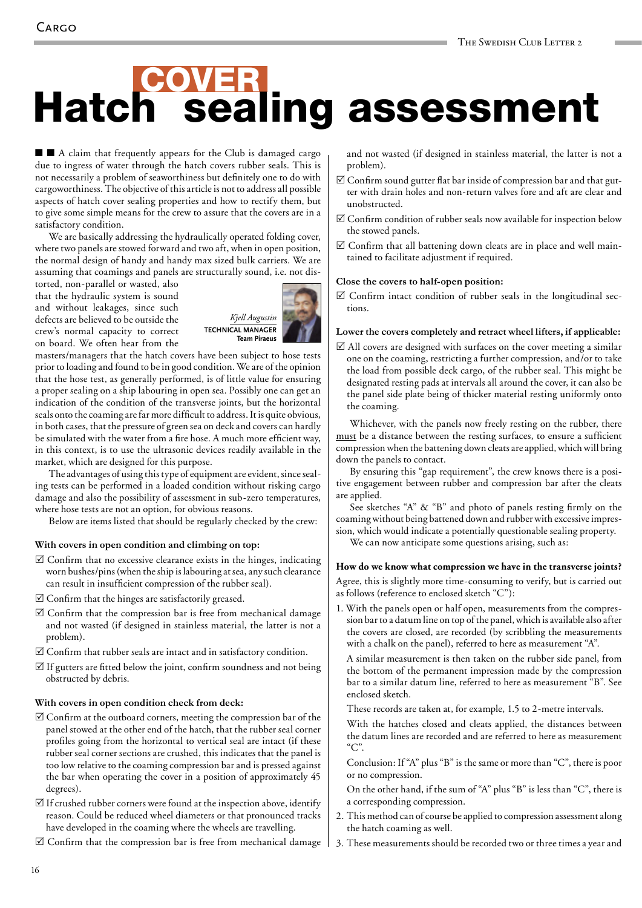# Hatch COVER sealing assessment

■ ■ A claim that frequently appears for the Club is damaged cargo due to ingress of water through the hatch covers rubber seals. This is not necessarily a problem of seaworthiness but definitely one to do with cargoworthiness. The objective of this article is not to address all possible aspects of hatch cover sealing properties and how to rectify them, but to give some simple means for the crew to assure that the covers are in a satisfactory condition.

We are basically addressing the hydraulically operated folding cover, where two panels are stowed forward and two aft, when in open position, the normal design of handy and handy max sized bulk carriers. We are assuming that coamings and panels are structurally sound, i.e. not distorted, non-parallel or wasted, also that the hydraulic system is sound and without leakages, since such defects are believed to be outside the crew's normal capacity to correct on board. We often hear from the masters/managers that the hatch covers have been subject to hose tests prior to loading and found to be in good condition. We are of the opinion that the hose test, as generally performed, is of little value for ensuring a proper sealing on a ship labouring in open sea. Possibly one can get an indication of the condition of the transverse joints, but the horizontal seals onto the coaming are far more difficult to address. It is quite obvious, in both cases, that the pressure of green sea on deck and covers can hardly be simulated with the water from a fire hose. A much more efficient way, in this context, is to use the ultrasonic devices readily available in the market, which are designed for this purpose.

*Kjell Augustin*
TECHNICAL MANAGER
Team Piraeus

The advantages of using this type of equipment are evident, since sealing tests can be performed in a loaded condition without risking cargo damage and also the possibility of assessment in sub-zero temperatures, where hose tests are not an option, for obvious reasons.

Below are items listed that should be regularly checked by the crew:

**With covers in open condition and climbing on top:**

- ☑ Confirm that no excessive clearance exists in the hinges, indicating worn bushes/pins (when the ship is labouring at sea, any such clearance can result in insufficient compression of the rubber seal).
- ☑ Confirm that the hinges are satisfactorily greased.
- ☑ Confirm that the compression bar is free from mechanical damage and not wasted (if designed in stainless material, the latter is not a problem).
- ☑ Confirm that rubber seals are intact and in satisfactory condition.
- ☑ If gutters are fitted below the joint, confirm soundness and not being obstructed by debris.

**With covers in open condition check from deck:**

- ☑ Confirm at the outboard corners, meeting the compression bar of the panel stowed at the other end of the hatch, that the rubber seal corner profiles going from the horizontal to vertical seal are intact (if these rubber seal corner sections are crushed, this indicates that the panel is too low relative to the coaming compression bar and is pressed against the bar when operating the cover in a position of approximately 45 degrees).
- ☑ If crushed rubber corners were found at the inspection above, identify reason. Could be reduced wheel diameters or that pronounced tracks have developed in the coaming where the wheels are travelling.
- ☑ Confirm that the compression bar is free from mechanical damage and not wasted (if designed in stainless material, the latter is not a problem).
- ☑ Confirm sound gutter flat bar inside of compression bar and that gutter with drain holes and non-return valves fore and aft are clear and unobstructed.
- ☑ Confirm condition of rubber seals now available for inspection below the stowed panels.
- ☑ Confirm that all battening down cleats are in place and well maintained to facilitate adjustment if required.

**Close the covers to half-open position:**

- ☑ Confirm intact condition of rubber seals in the longitudinal sections.

**Lower the covers completely and retract wheel lifters, if applicable:**

- ☑ All covers are designed with surfaces on the cover meeting a similar one on the coaming, restricting a further compression, and/or to take the load from possible deck cargo, of the rubber seal. This might be designated resting pads at intervals all around the cover, it can also be the panel side plate being of thicker material resting uniformly onto the coaming.

Whichever, with the panels now freely resting on the rubber, there <u>must</u> be a distance between the resting surfaces, to ensure a sufficient compression when the battening down cleats are applied, which will bring down the panels to contact.

By ensuring this "gap requirement", the crew knows there is a positive engagement between rubber and compression bar after the cleats are applied.

See sketches "A" & "B" and photo of panels resting firmly on the coaming without being battened down and rubber with excessive impression, which would indicate a potentially questionable sealing property.

We can now anticipate some questions arising, such as:

**How do we know what compression we have in the transverse joints?**

Agree, this is slightly more time-consuming to verify, but is carried out as follows (reference to enclosed sketch "C"):

1. With the panels open or half open, measurements from the compression bar to a datum line on top of the panel, which is available also after the covers are closed, are recorded (by scribbling the measurements with a chalk on the panel), referred to here as measurement "A".

   A similar measurement is then taken on the rubber side panel, from the bottom of the permanent impression made by the compression bar to a similar datum line, referred to here as measurement "B". See enclosed sketch.

   These records are taken at, for example, 1.5 to 2-metre intervals.

   With the hatches closed and cleats applied, the distances between the datum lines are recorded and are referred to here as measurement "C".

   Conclusion: If "A" plus "B" is the same or more than "C", there is poor or no compression.

   On the other hand, if the sum of "A" plus "B" is less than "C", there is a corresponding compression.
2. This method can of course be applied to compression assessment along the hatch coaming as well.
3. These measurements should be recorded two or three times a year and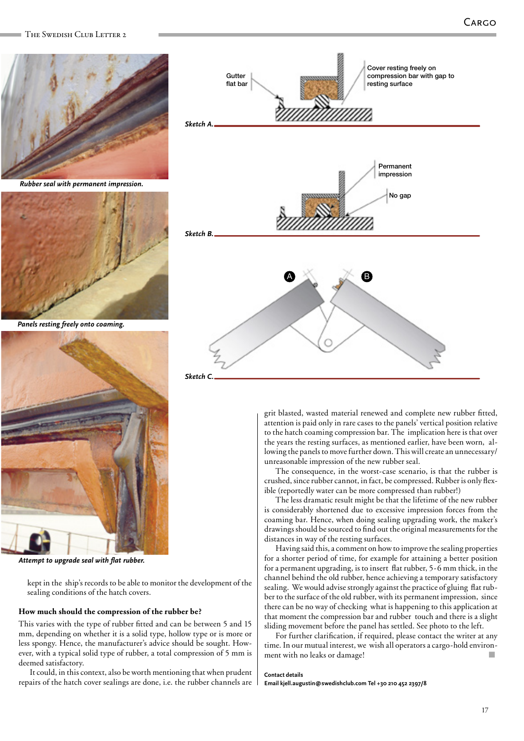*Rubber seal with permanent impression.*

*Panels resting freely onto coaming.*

*Attempt to upgrade seal with flat rubber.*

Gutter flat bar

Cover resting freely on compression bar with gap to resting surface

**Sketch A.**

Permanent impression

No gap

**Sketch B.**

A

B

**Sketch C.**

kept in the ship's records to be able to monitor the development of the sealing conditions of the hatch covers.

### How much should the compression of the rubber be?

This varies with the type of rubber fitted and can be between 5 and 15 mm, depending on whether it is a solid type, hollow type or is more or less spongy. Hence, the manufacturer's advice should be sought. However, with a typical solid type of rubber, a total compression of 5 mm is deemed satisfactory.

It could, in this context, also be worth mentioning that when prudent repairs of the hatch cover sealings are done, i.e. the rubber channels are grit blasted, wasted material renewed and complete new rubber fitted, attention is paid only in rare cases to the panels' vertical position relative to the hatch coaming compression bar. The implication here is that over the years the resting surfaces, as mentioned earlier, have been worn, allowing the panels to move further down. This will create an unnecessary/unreasonable impression of the new rubber seal.

The consequence, in the worst-case scenario, is that the rubber is crushed, since rubber cannot, in fact, be compressed. Rubber is only flexible (reportedly water can be more compressed than rubber!)

The less dramatic result might be that the lifetime of the new rubber is considerably shortened due to excessive impression forces from the coaming bar. Hence, when doing sealing upgrading work, the maker's drawings should be sourced to find out the original measurements for the distances in way of the resting surfaces.

Having said this, a comment on how to improve the sealing properties for a shorter period of time, for example for attaining a better position for a permanent upgrading, is to insert flat rubber, 5-6 mm thick, in the channel behind the old rubber, hence achieving a temporary satisfactory sealing. We would advise strongly against the practice of gluing flat rubber to the surface of the old rubber, with its permanent impression, since there can be no way of checking what is happening to this application at that moment the compression bar and rubber touch and there is a slight sliding movement before the panel has settled. See photo to the left.

For further clarification, if required, please contact the writer at any time. In our mutual interest, we wish all operators a cargo-hold environment with no leaks or damage!

**Contact details**
**Email kjell.augustin@swedishclub.com Tel +30 210 452 2397/8**